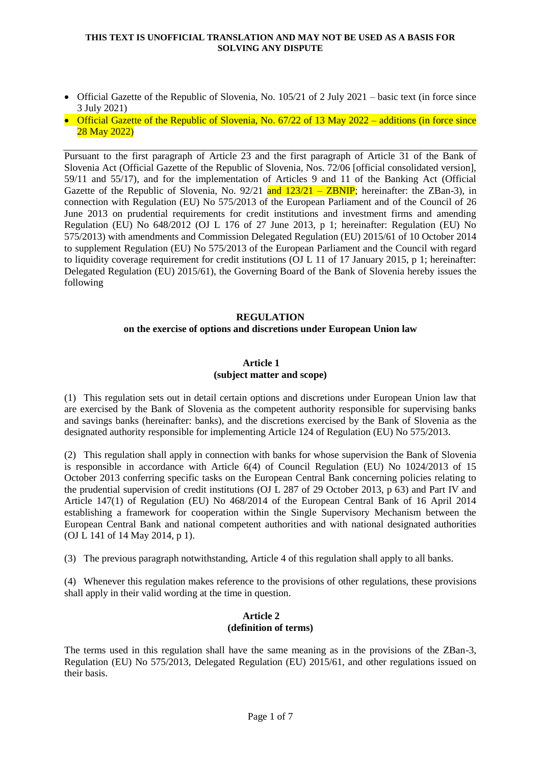**THIS TEXT IS UNOFFICIAL TRANSLATION AND MAY NOT BE USED AS A BASIS FOR SOLVING ANY DISPUTE**

- Official Gazette of the Republic of Slovenia, No. 105/21 of 2 July 2021 – basic text (in force since 3 July 2021)
- Official Gazette of the Republic of Slovenia, No. 67/22 of 13 May 2022 – additions (in force since 28 May 2022)

---

Pursuant to the first paragraph of Article 23 and the first paragraph of Article 31 of the Bank of Slovenia Act (Official Gazette of the Republic of Slovenia, Nos. 72/06 [official consolidated version], 59/11 and 55/17), and for the implementation of Articles 9 and 11 of the Banking Act (Official Gazette of the Republic of Slovenia, No. 92/21 and 123/21 – ZBNIP; hereinafter: the ZBan-3), in connection with Regulation (EU) No 575/2013 of the European Parliament and of the Council of 26 June 2013 on prudential requirements for credit institutions and investment firms and amending Regulation (EU) No 648/2012 (OJ L 176 of 27 June 2013, p 1; hereinafter: Regulation (EU) No 575/2013) with amendments and Commission Delegated Regulation (EU) 2015/61 of 10 October 2014 to supplement Regulation (EU) No 575/2013 of the European Parliament and the Council with regard to liquidity coverage requirement for credit institutions (OJ L 11 of 17 January 2015, p 1; hereinafter: Delegated Regulation (EU) 2015/61), the Governing Board of the Bank of Slovenia hereby issues the following

# REGULATION
## on the exercise of options and discretions under European Union law

### Article 1
### (subject matter and scope)

(1) This regulation sets out in detail certain options and discretions under European Union law that are exercised by the Bank of Slovenia as the competent authority responsible for supervising banks and savings banks (hereinafter: banks), and the discretions exercised by the Bank of Slovenia as the designated authority responsible for implementing Article 124 of Regulation (EU) No 575/2013.

(2) This regulation shall apply in connection with banks for whose supervision the Bank of Slovenia is responsible in accordance with Article 6(4) of Council Regulation (EU) No 1024/2013 of 15 October 2013 conferring specific tasks on the European Central Bank concerning policies relating to the prudential supervision of credit institutions (OJ L 287 of 29 October 2013, p 63) and Part IV and Article 147(1) of Regulation (EU) No 468/2014 of the European Central Bank of 16 April 2014 establishing a framework for cooperation within the Single Supervisory Mechanism between the European Central Bank and national competent authorities and with national designated authorities (OJ L 141 of 14 May 2014, p 1).

(3) The previous paragraph notwithstanding, Article 4 of this regulation shall apply to all banks.

(4) Whenever this regulation makes reference to the provisions of other regulations, these provisions shall apply in their valid wording at the time in question.

### Article 2
### (definition of terms)

The terms used in this regulation shall have the same meaning as in the provisions of the ZBan-3, Regulation (EU) No 575/2013, Delegated Regulation (EU) 2015/61, and other regulations issued on their basis.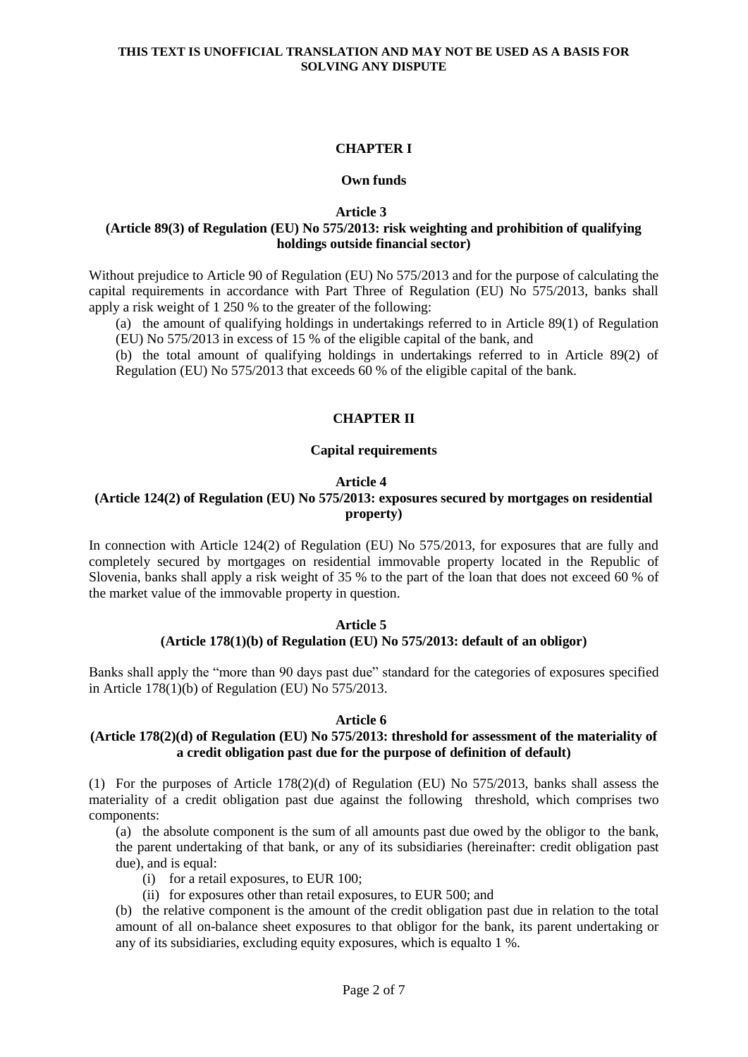**THIS TEXT IS UNOFFICIAL TRANSLATION AND MAY NOT BE USED AS A BASIS FOR SOLVING ANY DISPUTE**

## CHAPTER I

### Own funds

#### Article 3
#### (Article 89(3) of Regulation (EU) No 575/2013: risk weighting and prohibition of qualifying holdings outside financial sector)

Without prejudice to Article 90 of Regulation (EU) No 575/2013 and for the purpose of calculating the capital requirements in accordance with Part Three of Regulation (EU) No 575/2013, banks shall apply a risk weight of 1 250 % to the greater of the following:

(a) the amount of qualifying holdings in undertakings referred to in Article 89(1) of Regulation (EU) No 575/2013 in excess of 15 % of the eligible capital of the bank, and

(b) the total amount of qualifying holdings in undertakings referred to in Article 89(2) of Regulation (EU) No 575/2013 that exceeds 60 % of the eligible capital of the bank.

## CHAPTER II

### Capital requirements

#### Article 4
#### (Article 124(2) of Regulation (EU) No 575/2013: exposures secured by mortgages on residential property)

In connection with Article 124(2) of Regulation (EU) No 575/2013, for exposures that are fully and completely secured by mortgages on residential immovable property located in the Republic of Slovenia, banks shall apply a risk weight of 35 % to the part of the loan that does not exceed 60 % of the market value of the immovable property in question.

#### Article 5
#### (Article 178(1)(b) of Regulation (EU) No 575/2013: default of an obligor)

Banks shall apply the "more than 90 days past due" standard for the categories of exposures specified in Article 178(1)(b) of Regulation (EU) No 575/2013.

#### Article 6
#### (Article 178(2)(d) of Regulation (EU) No 575/2013: threshold for assessment of the materiality of a credit obligation past due for the purpose of definition of default)

(1) For the purposes of Article 178(2)(d) of Regulation (EU) No 575/2013, banks shall assess the materiality of a credit obligation past due against the following threshold, which comprises two components:

(a) the absolute component is the sum of all amounts past due owed by the obligor to the bank, the parent undertaking of that bank, or any of its subsidiaries (hereinafter: credit obligation past due), and is equal:

(i) for a retail exposures, to EUR 100;

(ii) for exposures other than retail exposures, to EUR 500; and

(b) the relative component is the amount of the credit obligation past due in relation to the total amount of all on-balance sheet exposures to that obligor for the bank, its parent undertaking or any of its subsidiaries, excluding equity exposures, which is equalto 1 %.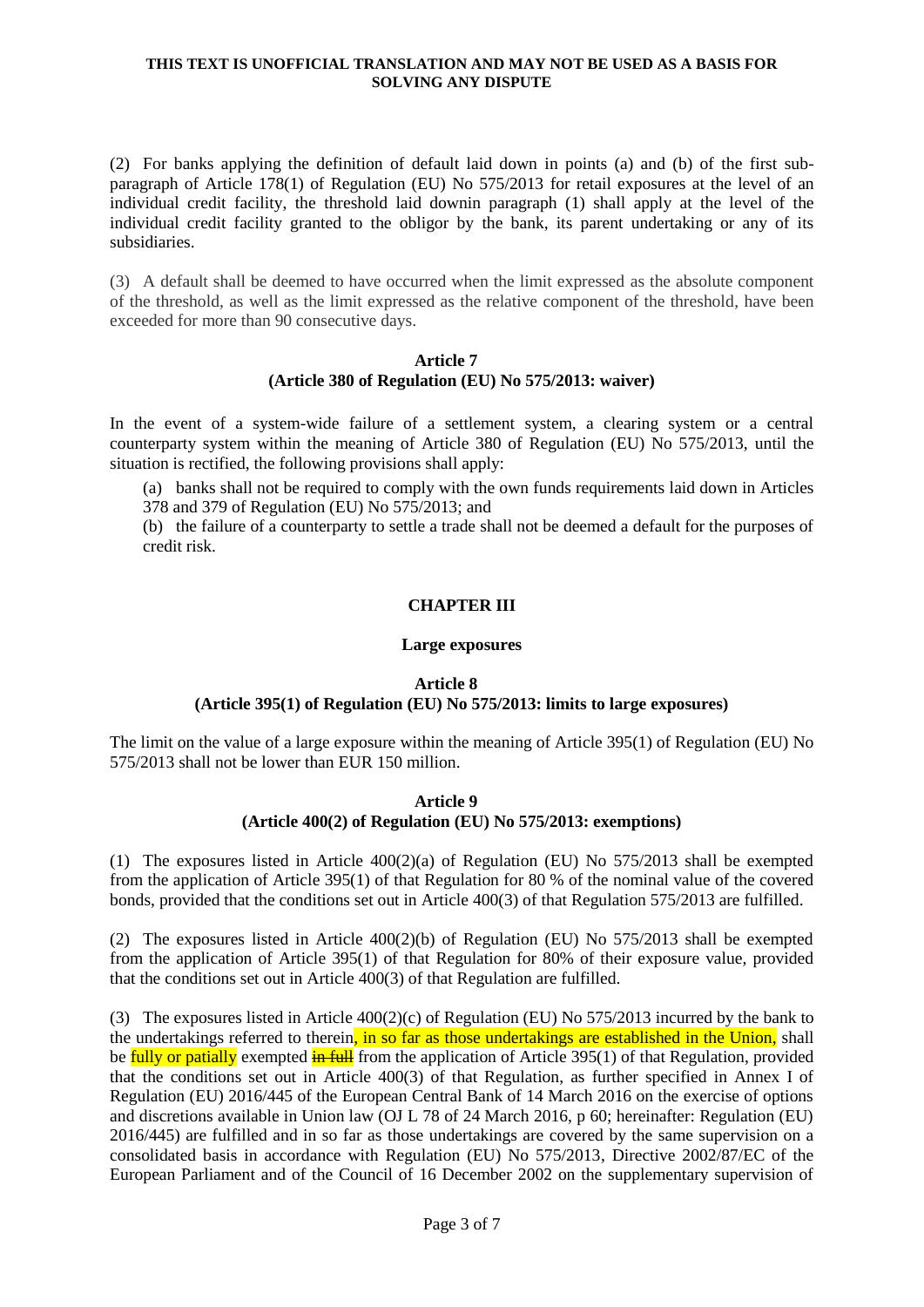**THIS TEXT IS UNOFFICIAL TRANSLATION AND MAY NOT BE USED AS A BASIS FOR SOLVING ANY DISPUTE**

(2) For banks applying the definition of default laid down in points (a) and (b) of the first sub-paragraph of Article 178(1) of Regulation (EU) No 575/2013 for retail exposures at the level of an individual credit facility, the threshold laid downin paragraph (1) shall apply at the level of the individual credit facility granted to the obligor by the bank, its parent undertaking or any of its subsidiaries.

(3) A default shall be deemed to have occurred when the limit expressed as the absolute component of the threshold, as well as the limit expressed as the relative component of the threshold, have been exceeded for more than 90 consecutive days.

### Article 7
### (Article 380 of Regulation (EU) No 575/2013: waiver)

In the event of a system-wide failure of a settlement system, a clearing system or a central counterparty system within the meaning of Article 380 of Regulation (EU) No 575/2013, until the situation is rectified, the following provisions shall apply:

(a) banks shall not be required to comply with the own funds requirements laid down in Articles 378 and 379 of Regulation (EU) No 575/2013; and

(b) the failure of a counterparty to settle a trade shall not be deemed a default for the purposes of credit risk.

## CHAPTER III

## Large exposures

### Article 8
### (Article 395(1) of Regulation (EU) No 575/2013: limits to large exposures)

The limit on the value of a large exposure within the meaning of Article 395(1) of Regulation (EU) No 575/2013 shall not be lower than EUR 150 million.

### Article 9
### (Article 400(2) of Regulation (EU) No 575/2013: exemptions)

(1) The exposures listed in Article 400(2)(a) of Regulation (EU) No 575/2013 shall be exempted from the application of Article 395(1) of that Regulation for 80 % of the nominal value of the covered bonds, provided that the conditions set out in Article 400(3) of that Regulation 575/2013 are fulfilled.

(2) The exposures listed in Article 400(2)(b) of Regulation (EU) No 575/2013 shall be exempted from the application of Article 395(1) of that Regulation for 80% of their exposure value, provided that the conditions set out in Article 400(3) of that Regulation are fulfilled.

(3) The exposures listed in Article 400(2)(c) of Regulation (EU) No 575/2013 incurred by the bank to the undertakings referred to therein, in so far as those undertakings are established in the Union, shall be fully or patially exempted ~~in full~~ from the application of Article 395(1) of that Regulation, provided that the conditions set out in Article 400(3) of that Regulation, as further specified in Annex I of Regulation (EU) 2016/445 of the European Central Bank of 14 March 2016 on the exercise of options and discretions available in Union law (OJ L 78 of 24 March 2016, p 60; hereinafter: Regulation (EU) 2016/445) are fulfilled and in so far as those undertakings are covered by the same supervision on a consolidated basis in accordance with Regulation (EU) No 575/2013, Directive 2002/87/EC of the European Parliament and of the Council of 16 December 2002 on the supplementary supervision of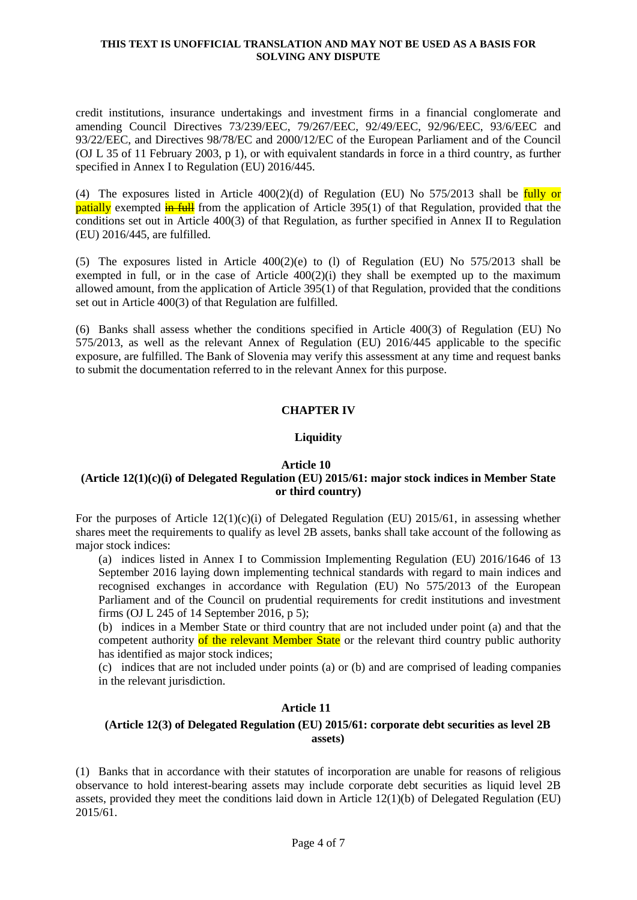credit institutions, insurance undertakings and investment firms in a financial conglomerate and amending Council Directives 73/239/EEC, 79/267/EEC, 92/49/EEC, 92/96/EEC, 93/6/EEC and 93/22/EEC, and Directives 98/78/EC and 2000/12/EC of the European Parliament and of the Council (OJ L 35 of 11 February 2003, p 1), or with equivalent standards in force in a third country, as further specified in Annex I to Regulation (EU) 2016/445.

(4) The exposures listed in Article 400(2)(d) of Regulation (EU) No 575/2013 shall be fully or patially exempted ~~in full~~ from the application of Article 395(1) of that Regulation, provided that the conditions set out in Article 400(3) of that Regulation, as further specified in Annex II to Regulation (EU) 2016/445, are fulfilled.

(5) The exposures listed in Article 400(2)(e) to (l) of Regulation (EU) No 575/2013 shall be exempted in full, or in the case of Article 400(2)(i) they shall be exempted up to the maximum allowed amount, from the application of Article 395(1) of that Regulation, provided that the conditions set out in Article 400(3) of that Regulation are fulfilled.

(6) Banks shall assess whether the conditions specified in Article 400(3) of Regulation (EU) No 575/2013, as well as the relevant Annex of Regulation (EU) 2016/445 applicable to the specific exposure, are fulfilled. The Bank of Slovenia may verify this assessment at any time and request banks to submit the documentation referred to in the relevant Annex for this purpose.

## CHAPTER IV

## Liquidity

### Article 10
### (Article 12(1)(c)(i) of Delegated Regulation (EU) 2015/61: major stock indices in Member State or third country)

For the purposes of Article 12(1)(c)(i) of Delegated Regulation (EU) 2015/61, in assessing whether shares meet the requirements to qualify as level 2B assets, banks shall take account of the following as major stock indices:

(a) indices listed in Annex I to Commission Implementing Regulation (EU) 2016/1646 of 13 September 2016 laying down implementing technical standards with regard to main indices and recognised exchanges in accordance with Regulation (EU) No 575/2013 of the European Parliament and of the Council on prudential requirements for credit institutions and investment firms (OJ L 245 of 14 September 2016, p 5);

(b) indices in a Member State or third country that are not included under point (a) and that the competent authority of the relevant Member State or the relevant third country public authority has identified as major stock indices;

(c) indices that are not included under points (a) or (b) and are comprised of leading companies in the relevant jurisdiction.

### Article 11
### (Article 12(3) of Delegated Regulation (EU) 2015/61: corporate debt securities as level 2B assets)

(1) Banks that in accordance with their statutes of incorporation are unable for reasons of religious observance to hold interest-bearing assets may include corporate debt securities as liquid level 2B assets, provided they meet the conditions laid down in Article 12(1)(b) of Delegated Regulation (EU) 2015/61.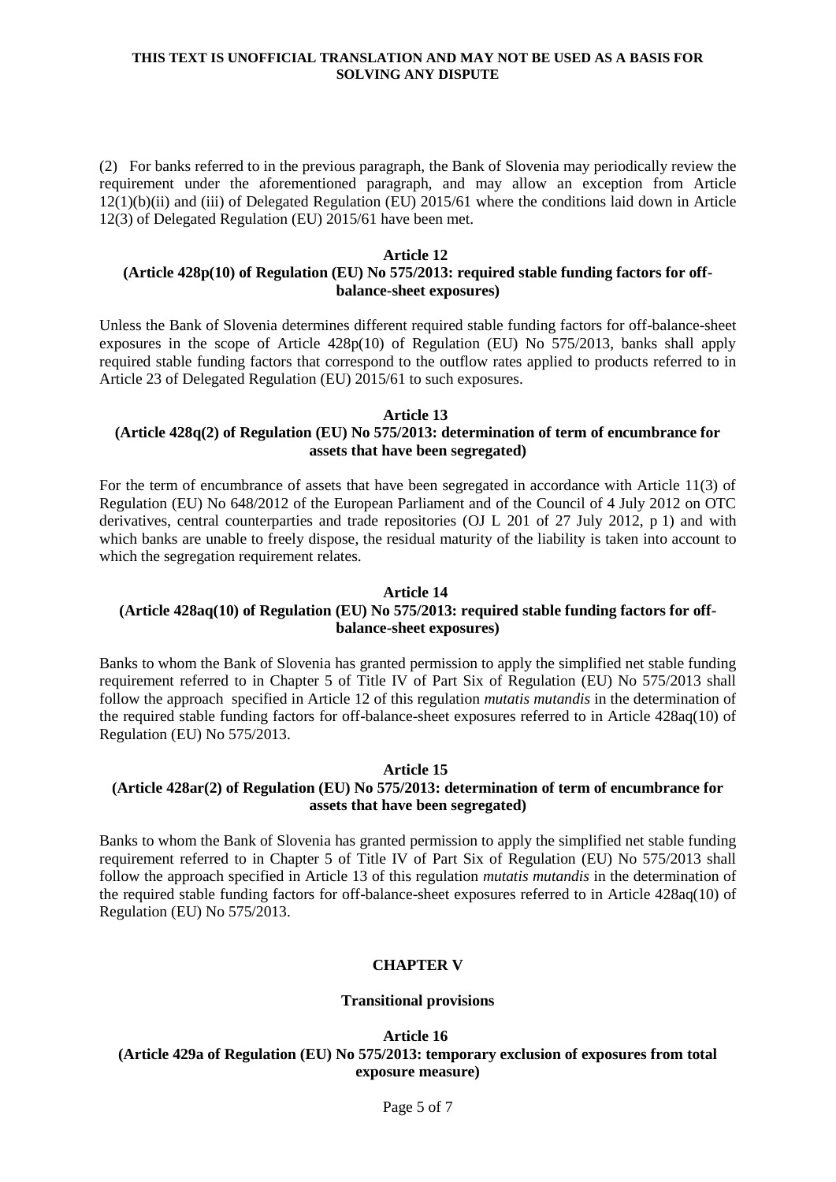(2) For banks referred to in the previous paragraph, the Bank of Slovenia may periodically review the requirement under the aforementioned paragraph, and may allow an exception from Article 12(1)(b)(ii) and (iii) of Delegated Regulation (EU) 2015/61 where the conditions laid down in Article 12(3) of Delegated Regulation (EU) 2015/61 have been met.

### Article 12
### (Article 428p(10) of Regulation (EU) No 575/2013: required stable funding factors for off-balance-sheet exposures)

Unless the Bank of Slovenia determines different required stable funding factors for off-balance-sheet exposures in the scope of Article 428p(10) of Regulation (EU) No 575/2013, banks shall apply required stable funding factors that correspond to the outflow rates applied to products referred to in Article 23 of Delegated Regulation (EU) 2015/61 to such exposures.

### Article 13
### (Article 428q(2) of Regulation (EU) No 575/2013: determination of term of encumbrance for assets that have been segregated)

For the term of encumbrance of assets that have been segregated in accordance with Article 11(3) of Regulation (EU) No 648/2012 of the European Parliament and of the Council of 4 July 2012 on OTC derivatives, central counterparties and trade repositories (OJ L 201 of 27 July 2012, p 1) and with which banks are unable to freely dispose, the residual maturity of the liability is taken into account to which the segregation requirement relates.

### Article 14
### (Article 428aq(10) of Regulation (EU) No 575/2013: required stable funding factors for off-balance-sheet exposures)

Banks to whom the Bank of Slovenia has granted permission to apply the simplified net stable funding requirement referred to in Chapter 5 of Title IV of Part Six of Regulation (EU) No 575/2013 shall follow the approach specified in Article 12 of this regulation *mutatis mutandis* in the determination of the required stable funding factors for off-balance-sheet exposures referred to in Article 428aq(10) of Regulation (EU) No 575/2013.

### Article 15
### (Article 428ar(2) of Regulation (EU) No 575/2013: determination of term of encumbrance for assets that have been segregated)

Banks to whom the Bank of Slovenia has granted permission to apply the simplified net stable funding requirement referred to in Chapter 5 of Title IV of Part Six of Regulation (EU) No 575/2013 shall follow the approach specified in Article 13 of this regulation *mutatis mutandis* in the determination of the required stable funding factors for off-balance-sheet exposures referred to in Article 428aq(10) of Regulation (EU) No 575/2013.

## CHAPTER V

## Transitional provisions

### Article 16
### (Article 429a of Regulation (EU) No 575/2013: temporary exclusion of exposures from total exposure measure)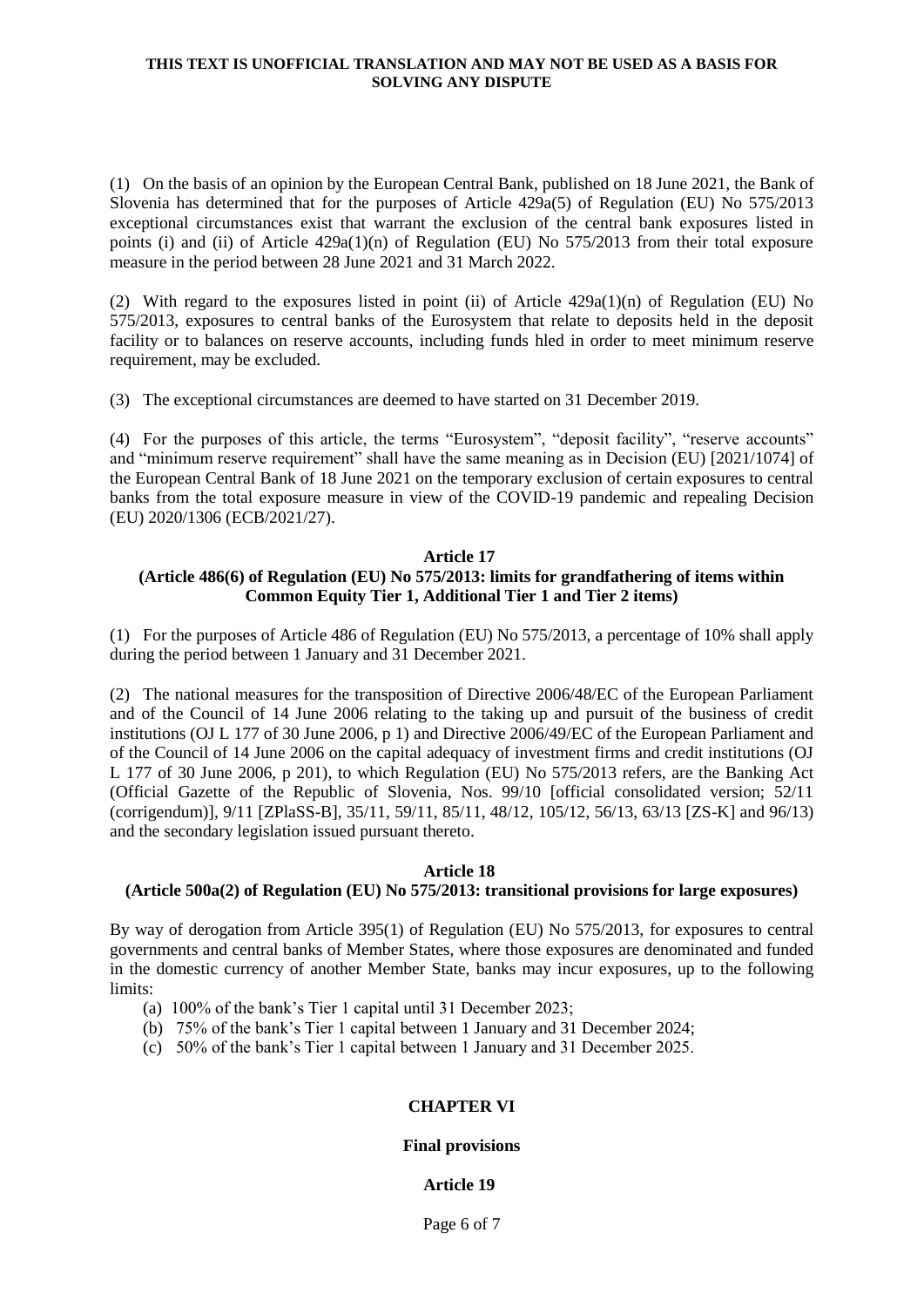**THIS TEXT IS UNOFFICIAL TRANSLATION AND MAY NOT BE USED AS A BASIS FOR SOLVING ANY DISPUTE**

(1) On the basis of an opinion by the European Central Bank, published on 18 June 2021, the Bank of Slovenia has determined that for the purposes of Article 429a(5) of Regulation (EU) No 575/2013 exceptional circumstances exist that warrant the exclusion of the central bank exposures listed in points (i) and (ii) of Article 429a(1)(n) of Regulation (EU) No 575/2013 from their total exposure measure in the period between 28 June 2021 and 31 March 2022.

(2) With regard to the exposures listed in point (ii) of Article 429a(1)(n) of Regulation (EU) No 575/2013, exposures to central banks of the Eurosystem that relate to deposits held in the deposit facility or to balances on reserve accounts, including funds hled in order to meet minimum reserve requirement, may be excluded.

(3) The exceptional circumstances are deemed to have started on 31 December 2019.

(4) For the purposes of this article, the terms "Eurosystem", "deposit facility", "reserve accounts" and "minimum reserve requirement" shall have the same meaning as in Decision (EU) [2021/1074] of the European Central Bank of 18 June 2021 on the temporary exclusion of certain exposures to central banks from the total exposure measure in view of the COVID-19 pandemic and repealing Decision (EU) 2020/1306 (ECB/2021/27).

### Article 17
### (Article 486(6) of Regulation (EU) No 575/2013: limits for grandfathering of items within Common Equity Tier 1, Additional Tier 1 and Tier 2 items)

(1) For the purposes of Article 486 of Regulation (EU) No 575/2013, a percentage of 10% shall apply during the period between 1 January and 31 December 2021.

(2) The national measures for the transposition of Directive 2006/48/EC of the European Parliament and of the Council of 14 June 2006 relating to the taking up and pursuit of the business of credit institutions (OJ L 177 of 30 June 2006, p 1) and Directive 2006/49/EC of the European Parliament and of the Council of 14 June 2006 on the capital adequacy of investment firms and credit institutions (OJ L 177 of 30 June 2006, p 201), to which Regulation (EU) No 575/2013 refers, are the Banking Act (Official Gazette of the Republic of Slovenia, Nos. 99/10 [official consolidated version; 52/11 (corrigendum)], 9/11 [ZPlaSS-B], 35/11, 59/11, 85/11, 48/12, 105/12, 56/13, 63/13 [ZS-K] and 96/13) and the secondary legislation issued pursuant thereto.

### Article 18
### (Article 500a(2) of Regulation (EU) No 575/2013: transitional provisions for large exposures)

By way of derogation from Article 395(1) of Regulation (EU) No 575/2013, for exposures to central governments and central banks of Member States, where those exposures are denominated and funded in the domestic currency of another Member State, banks may incur exposures, up to the following limits:

(a) 100% of the bank's Tier 1 capital until 31 December 2023;
(b) 75% of the bank's Tier 1 capital between 1 January and 31 December 2024;
(c) 50% of the bank's Tier 1 capital between 1 January and 31 December 2025.

## CHAPTER VI

## Final provisions

### Article 19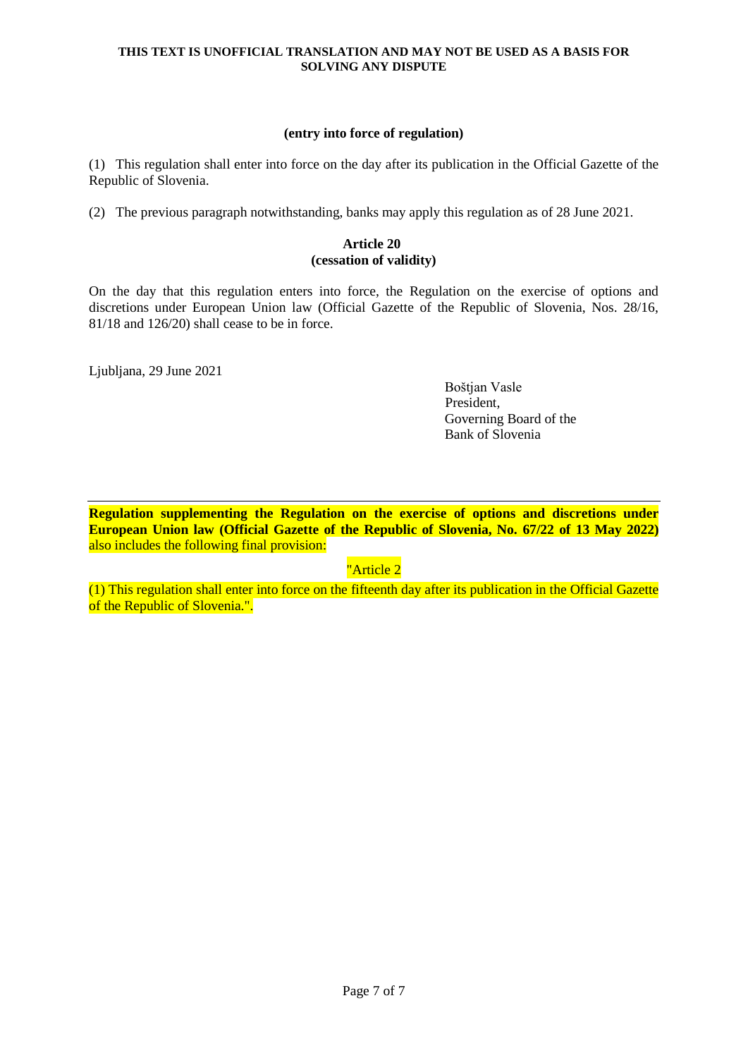**THIS TEXT IS UNOFFICIAL TRANSLATION AND MAY NOT BE USED AS A BASIS FOR SOLVING ANY DISPUTE**

**(entry into force of regulation)**

(1) This regulation shall enter into force on the day after its publication in the Official Gazette of the Republic of Slovenia.

(2) The previous paragraph notwithstanding, banks may apply this regulation as of 28 June 2021.

**Article 20**
**(cessation of validity)**

On the day that this regulation enters into force, the Regulation on the exercise of options and discretions under European Union law (Official Gazette of the Republic of Slovenia, Nos. 28/16, 81/18 and 126/20) shall cease to be in force.

Ljubljana, 29 June 2021

Boštjan Vasle
President,
Governing Board of the
Bank of Slovenia

---

**Regulation supplementing the Regulation on the exercise of options and discretions under European Union law (Official Gazette of the Republic of Slovenia, No. 67/22 of 13 May 2022)** also includes the following final provision:

"Article 2

(1) This regulation shall enter into force on the fifteenth day after its publication in the Official Gazette of the Republic of Slovenia.".